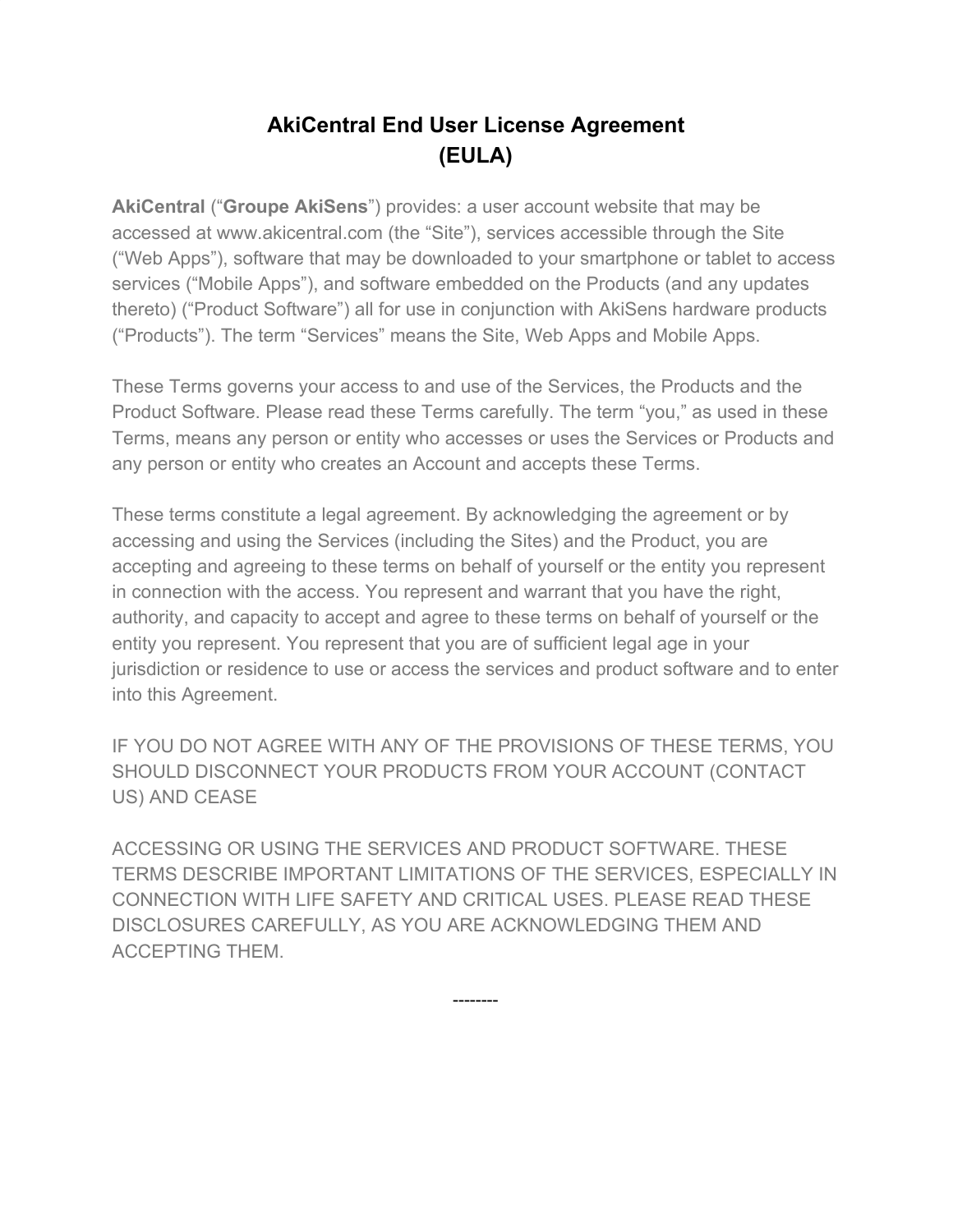# AkiCentral End User License Agreement (EULA)

**AkiCentral** ("**Groupe AkiSens**") provides: a user account website that may be accessed at www.akicentral.com (the "Site"), services accessible through the Site ("Web Apps"), software that may be downloaded to your smartphone or tablet to access services ("Mobile Apps"), and software embedded on the Products (and any updates thereto) ("Product Software") all for use in conjunction with AkiSens hardware products ("Products"). The term "Services" means the Site, Web Apps and Mobile Apps.

These Terms governs your access to and use of the Services, the Products and the Product Software. Please read these Terms carefully. The term "you," as used in these Terms, means any person or entity who accesses or uses the Services or Products and any person or entity who creates an Account and accepts these Terms.

These terms constitute a legal agreement. By acknowledging the agreement or by accessing and using the Services (including the Sites) and the Product, you are accepting and agreeing to these terms on behalf of yourself or the entity you represent in connection with the access. You represent and warrant that you have the right, authority, and capacity to accept and agree to these terms on behalf of yourself or the entity you represent. You represent that you are of sufficient legal age in your jurisdiction or residence to use or access the services and product software and to enter into this Agreement.

IF YOU DO NOT AGREE WITH ANY OF THE PROVISIONS OF THESE TERMS, YOU SHOULD DISCONNECT YOUR PRODUCTS FROM YOUR ACCOUNT (CONTACT US) AND CEASE

ACCESSING OR USING THE SERVICES AND PRODUCT SOFTWARE. THESE TERMS DESCRIBE IMPORTANT LIMITATIONS OF THE SERVICES, ESPECIALLY IN CONNECTION WITH LIFE SAFETY AND CRITICAL USES. PLEASE READ THESE DISCLOSURES CAREFULLY, AS YOU ARE ACKNOWLEDGING THEM AND ACCEPTING THEM.

--------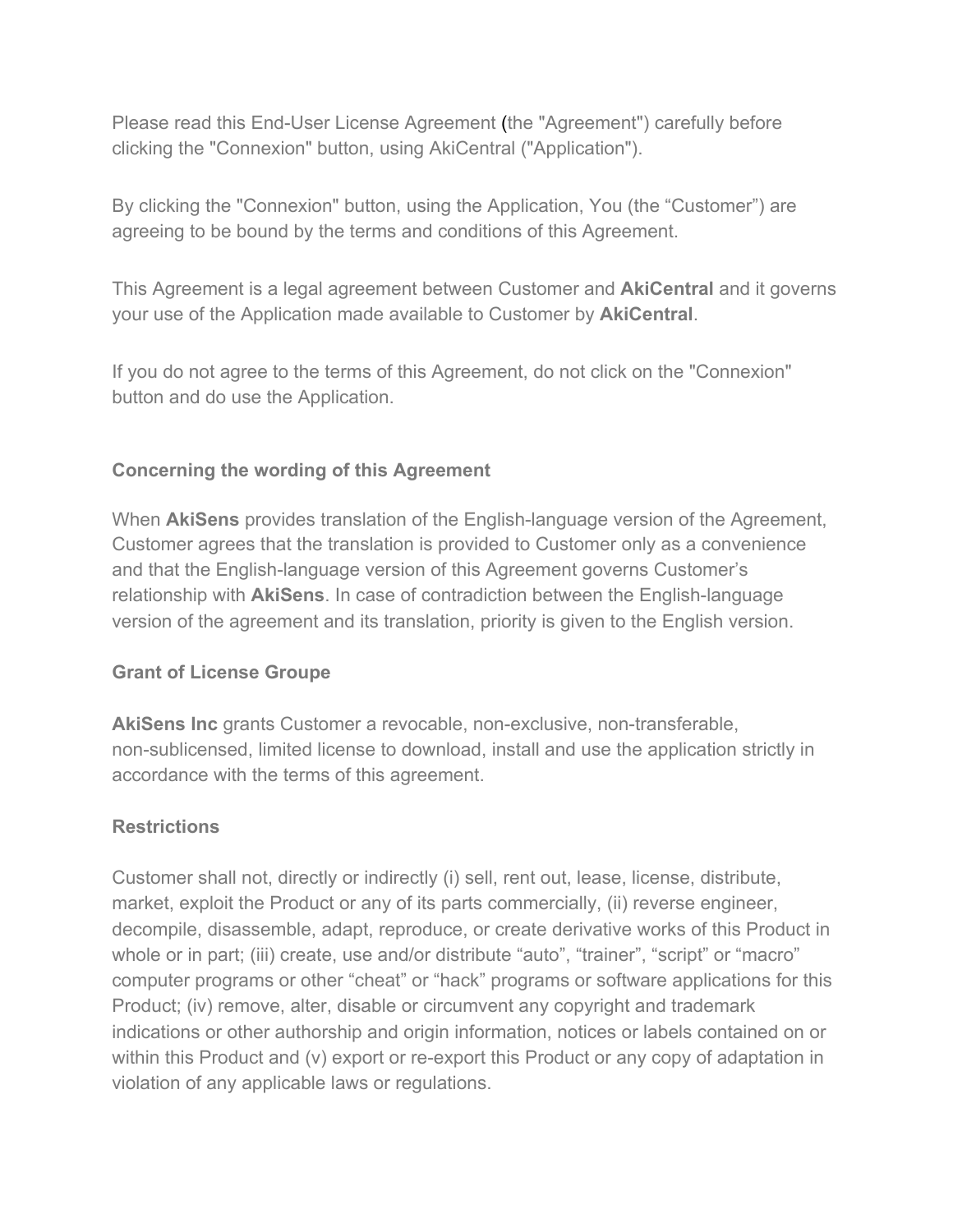Please read this End-User License Agreement (the "Agreement") carefully before clicking the "Connexion" button, using AkiCentral ("Application").

By clicking the "Connexion" button, using the Application, You (the “Customer”) are agreeing to be bound by the terms and conditions of this Agreement.

This Agreement is a legal agreement between Customer and **AkiCentral** and it governs your use of the Application made available to Customer by **AkiCentral**.

If you do not agree to the terms of this Agreement, do not click on the "Connexion" button and do use the Application.

**Concerning the wording of this Agreement**

When **AkiSens** provides translation of the English-language version of the Agreement, Customer agrees that the translation is provided to Customer only as a convenience and that the English-language version of this Agreement governs Customer’s relationship with **AkiSens**. In case of contradiction between the English-language version of the agreement and its translation, priority is given to the English version.

**Grant of License Groupe**

**AkiSens Inc** grants Customer a revocable, non-exclusive, non-transferable, non-sublicensed, limited license to download, install and use the application strictly in accordance with the terms of this agreement.

**Restrictions**

Customer shall not, directly or indirectly (i) sell, rent out, lease, license, distribute, market, exploit the Product or any of its parts commercially, (ii) reverse engineer, decompile, disassemble, adapt, reproduce, or create derivative works of this Product in whole or in part; (iii) create, use and/or distribute “auto”, “trainer”, “script” or “macro” computer programs or other “cheat” or “hack” programs or software applications for this Product; (iv) remove, alter, disable or circumvent any copyright and trademark indications or other authorship and origin information, notices or labels contained on or within this Product and (v) export or re-export this Product or any copy of adaptation in violation of any applicable laws or regulations.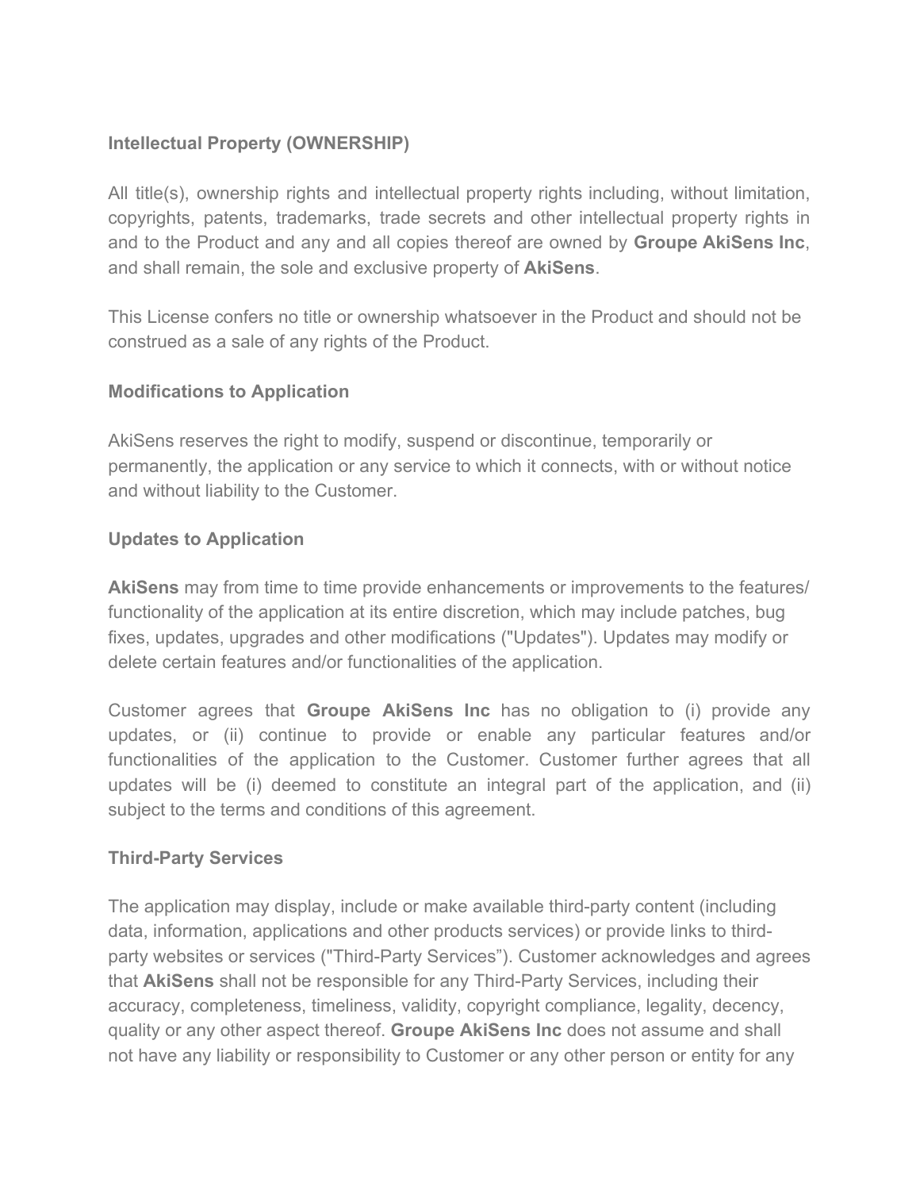**Intellectual Property (OWNERSHIP)**

All title(s), ownership rights and intellectual property rights including, without limitation, copyrights, patents, trademarks, trade secrets and other intellectual property rights in and to the Product and any and all copies thereof are owned by **Groupe AkiSens Inc**, and shall remain, the sole and exclusive property of **AkiSens**.

This License confers no title or ownership whatsoever in the Product and should not be construed as a sale of any rights of the Product.

**Modifications to Application**

AkiSens reserves the right to modify, suspend or discontinue, temporarily or permanently, the application or any service to which it connects, with or without notice and without liability to the Customer.

**Updates to Application**

**AkiSens** may from time to time provide enhancements or improvements to the features/ functionality of the application at its entire discretion, which may include patches, bug fixes, updates, upgrades and other modifications ("Updates"). Updates may modify or delete certain features and/or functionalities of the application.

Customer agrees that **Groupe AkiSens Inc** has no obligation to (i) provide any updates, or (ii) continue to provide or enable any particular features and/or functionalities of the application to the Customer. Customer further agrees that all updates will be (i) deemed to constitute an integral part of the application, and (ii) subject to the terms and conditions of this agreement.

**Third-Party Services**

The application may display, include or make available third-party content (including data, information, applications and other products services) or provide links to third-party websites or services ("Third-Party Services"). Customer acknowledges and agrees that **AkiSens** shall not be responsible for any Third-Party Services, including their accuracy, completeness, timeliness, validity, copyright compliance, legality, decency, quality or any other aspect thereof. **Groupe AkiSens Inc** does not assume and shall not have any liability or responsibility to Customer or any other person or entity for any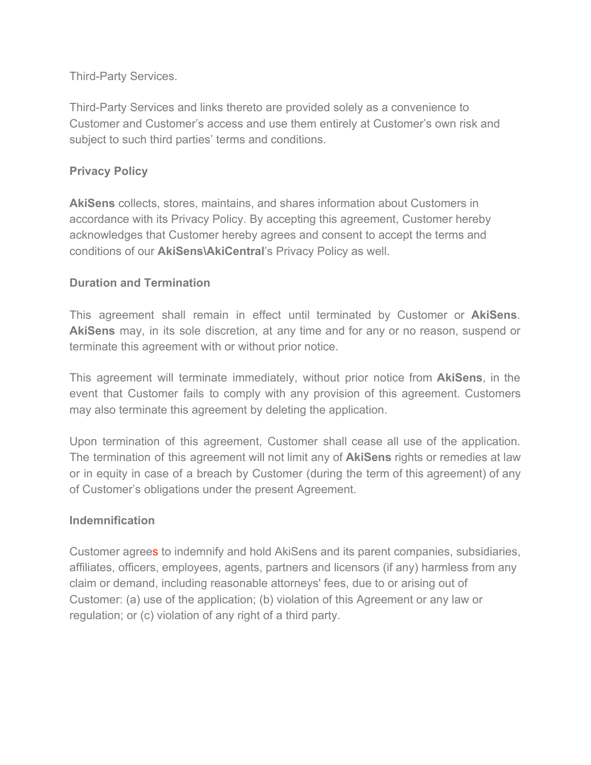Third-Party Services.

Third-Party Services and links thereto are provided solely as a convenience to Customer and Customer's access and use them entirely at Customer's own risk and subject to such third parties' terms and conditions.

**Privacy Policy**

**AkiSens** collects, stores, maintains, and shares information about Customers in accordance with its Privacy Policy. By accepting this agreement, Customer hereby acknowledges that Customer hereby agrees and consent to accept the terms and conditions of our **AkiSens\AkiCentral**'s Privacy Policy as well.

**Duration and Termination**

This agreement shall remain in effect until terminated by Customer or **AkiSens**. **AkiSens** may, in its sole discretion, at any time and for any or no reason, suspend or terminate this agreement with or without prior notice.

This agreement will terminate immediately, without prior notice from **AkiSens**, in the event that Customer fails to comply with any provision of this agreement. Customers may also terminate this agreement by deleting the application.

Upon termination of this agreement, Customer shall cease all use of the application. The termination of this agreement will not limit any of **AkiSens** rights or remedies at law or in equity in case of a breach by Customer (during the term of this agreement) of any of Customer's obligations under the present Agreement.

**Indemnification**

Customer agrees to indemnify and hold AkiSens and its parent companies, subsidiaries, affiliates, officers, employees, agents, partners and licensors (if any) harmless from any claim or demand, including reasonable attorneys' fees, due to or arising out of Customer: (a) use of the application; (b) violation of this Agreement or any law or regulation; or (c) violation of any right of a third party.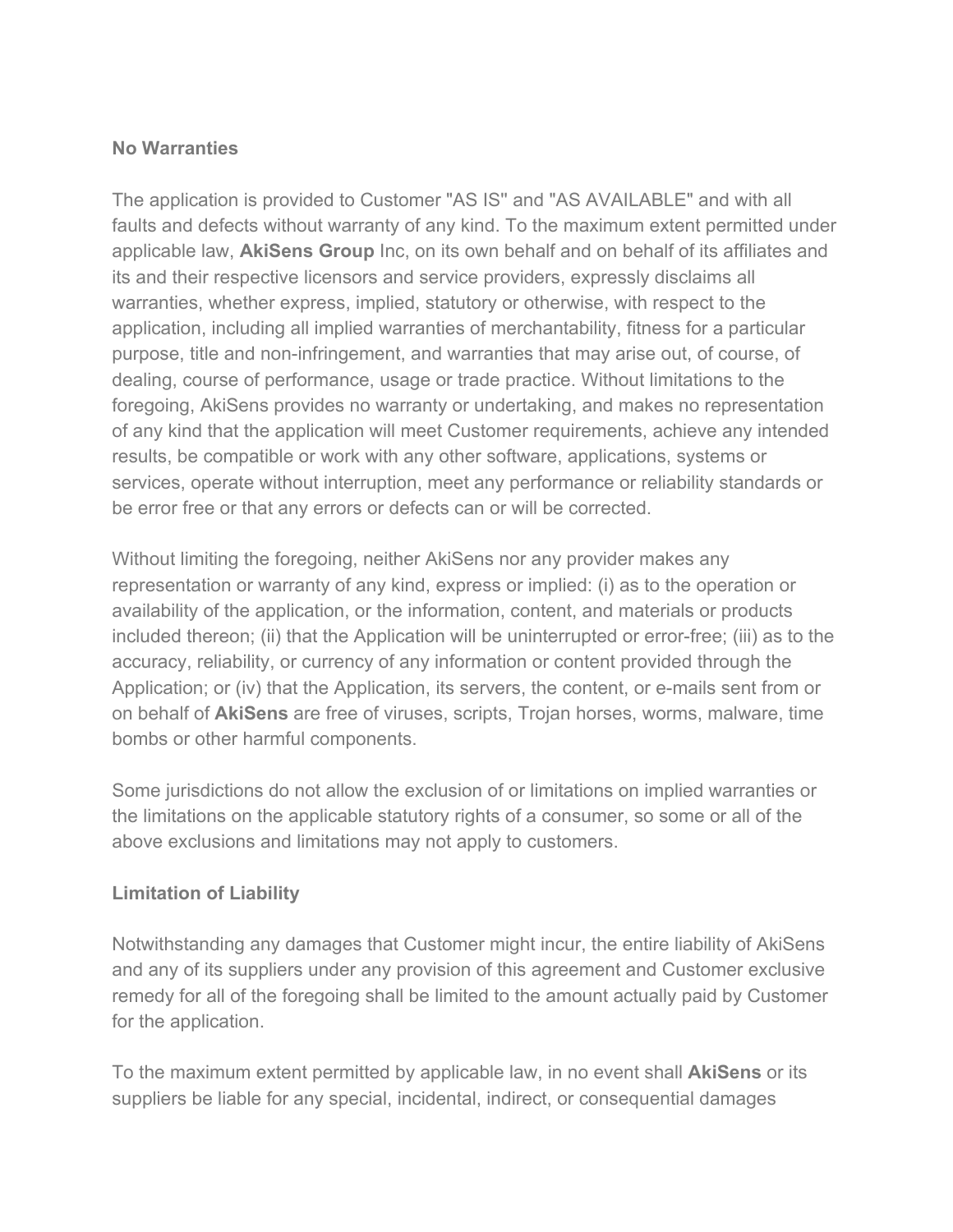**No Warranties**

The application is provided to Customer "AS IS" and "AS AVAILABLE" and with all faults and defects without warranty of any kind. To the maximum extent permitted under applicable law, **AkiSens Group** Inc, on its own behalf and on behalf of its affiliates and its and their respective licensors and service providers, expressly disclaims all warranties, whether express, implied, statutory or otherwise, with respect to the application, including all implied warranties of merchantability, fitness for a particular purpose, title and non-infringement, and warranties that may arise out, of course, of dealing, course of performance, usage or trade practice. Without limitations to the foregoing, AkiSens provides no warranty or undertaking, and makes no representation of any kind that the application will meet Customer requirements, achieve any intended results, be compatible or work with any other software, applications, systems or services, operate without interruption, meet any performance or reliability standards or be error free or that any errors or defects can or will be corrected.

Without limiting the foregoing, neither AkiSens nor any provider makes any representation or warranty of any kind, express or implied: (i) as to the operation or availability of the application, or the information, content, and materials or products included thereon; (ii) that the Application will be uninterrupted or error-free; (iii) as to the accuracy, reliability, or currency of any information or content provided through the Application; or (iv) that the Application, its servers, the content, or e-mails sent from or on behalf of **AkiSens** are free of viruses, scripts, Trojan horses, worms, malware, time bombs or other harmful components.

Some jurisdictions do not allow the exclusion of or limitations on implied warranties or the limitations on the applicable statutory rights of a consumer, so some or all of the above exclusions and limitations may not apply to customers.

**Limitation of Liability**

Notwithstanding any damages that Customer might incur, the entire liability of AkiSens and any of its suppliers under any provision of this agreement and Customer exclusive remedy for all of the foregoing shall be limited to the amount actually paid by Customer for the application.

To the maximum extent permitted by applicable law, in no event shall **AkiSens** or its suppliers be liable for any special, incidental, indirect, or consequential damages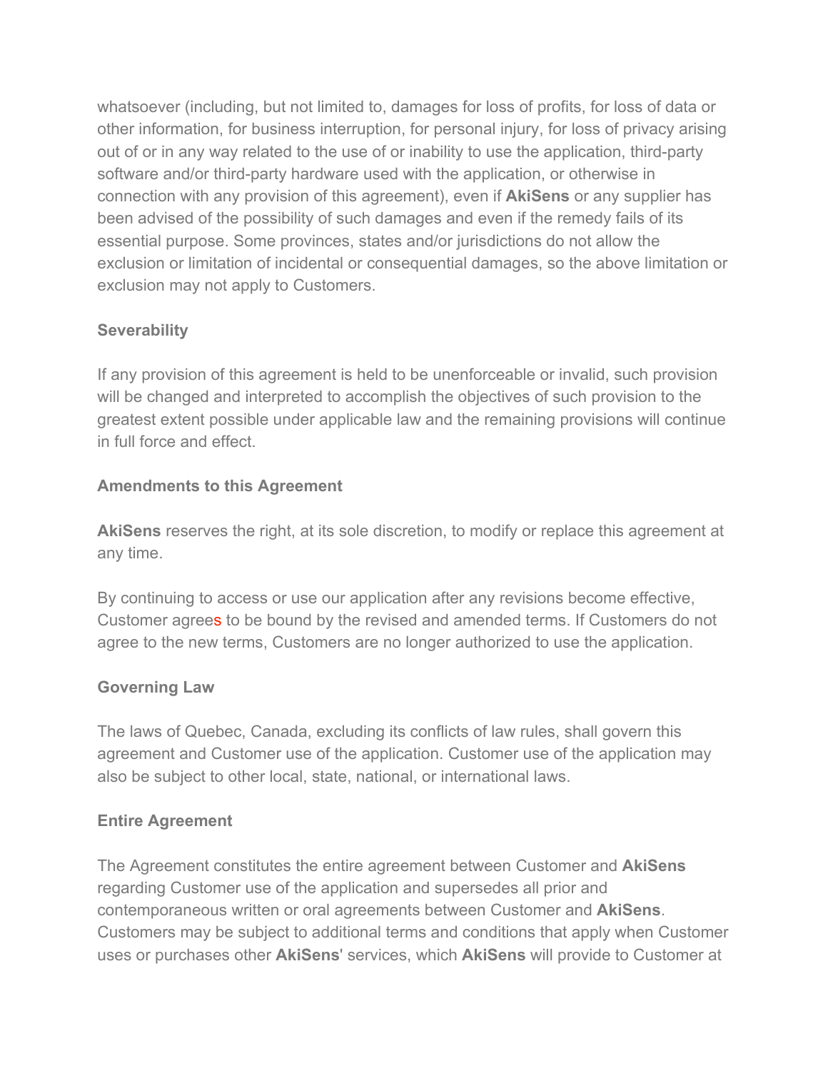whatsoever (including, but not limited to, damages for loss of profits, for loss of data or other information, for business interruption, for personal injury, for loss of privacy arising out of or in any way related to the use of or inability to use the application, third-party software and/or third-party hardware used with the application, or otherwise in connection with any provision of this agreement), even if **AkiSens** or any supplier has been advised of the possibility of such damages and even if the remedy fails of its essential purpose. Some provinces, states and/or jurisdictions do not allow the exclusion or limitation of incidental or consequential damages, so the above limitation or exclusion may not apply to Customers.

### Severability

If any provision of this agreement is held to be unenforceable or invalid, such provision will be changed and interpreted to accomplish the objectives of such provision to the greatest extent possible under applicable law and the remaining provisions will continue in full force and effect.

### Amendments to this Agreement

**AkiSens** reserves the right, at its sole discretion, to modify or replace this agreement at any time.

By continuing to access or use our application after any revisions become effective, Customer agrees to be bound by the revised and amended terms. If Customers do not agree to the new terms, Customers are no longer authorized to use the application.

### Governing Law

The laws of Quebec, Canada, excluding its conflicts of law rules, shall govern this agreement and Customer use of the application. Customer use of the application may also be subject to other local, state, national, or international laws.

### Entire Agreement

The Agreement constitutes the entire agreement between Customer and **AkiSens** regarding Customer use of the application and supersedes all prior and contemporaneous written or oral agreements between Customer and **AkiSens**. Customers may be subject to additional terms and conditions that apply when Customer uses or purchases other **AkiSens**' services, which **AkiSens** will provide to Customer at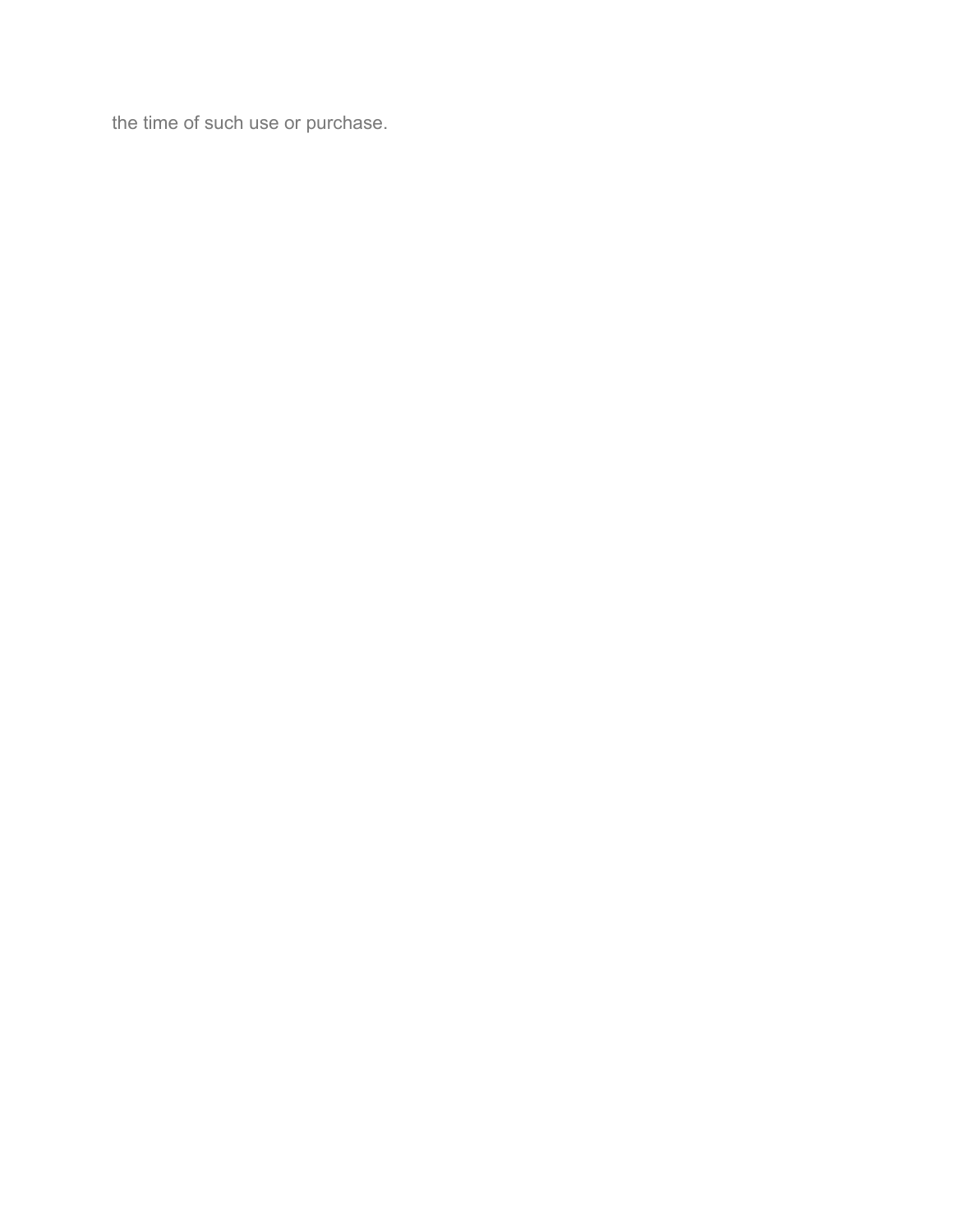the time of such use or purchase.